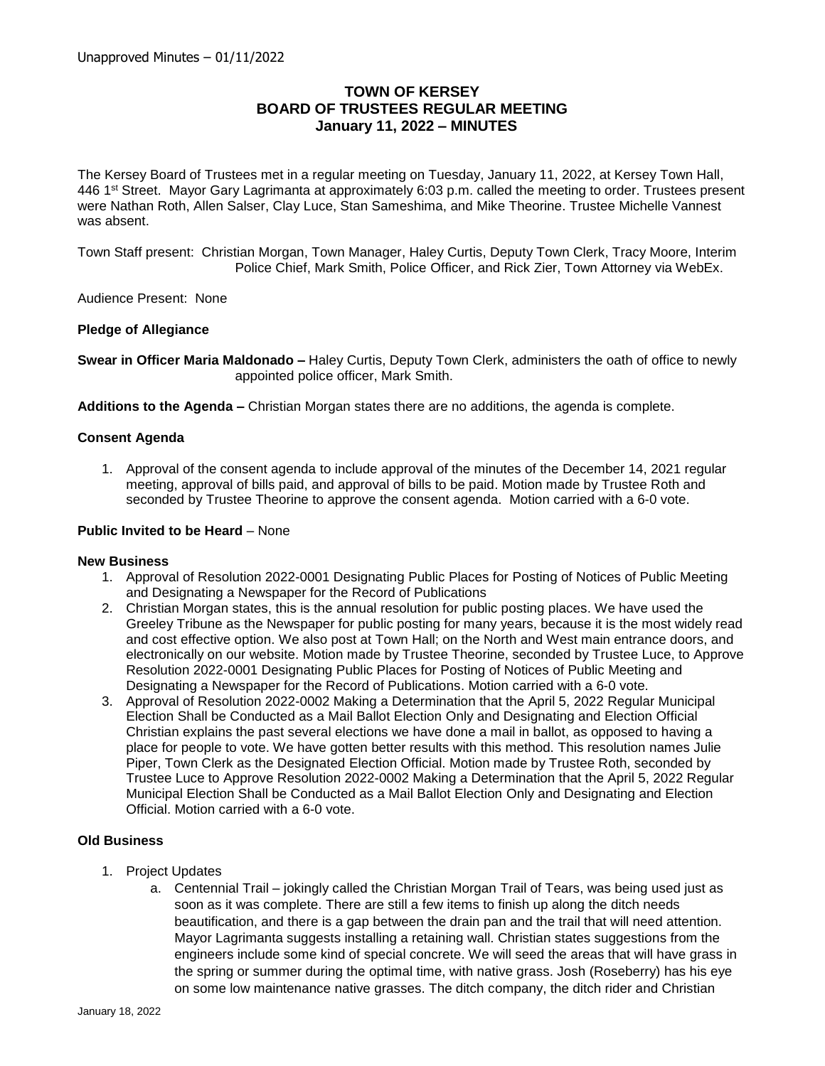Unapproved Minutes – 01/11/2022

# TOWN OF KERSEY
## BOARD OF TRUSTEES REGULAR MEETING
## January 11, 2022 – MINUTES

The Kersey Board of Trustees met in a regular meeting on Tuesday, January 11, 2022, at Kersey Town Hall, 446 1st Street. Mayor Gary Lagrimanta at approximately 6:03 p.m. called the meeting to order. Trustees present were Nathan Roth, Allen Salser, Clay Luce, Stan Sameshima, and Mike Theorine. Trustee Michelle Vannest was absent.

Town Staff present: Christian Morgan, Town Manager, Haley Curtis, Deputy Town Clerk, Tracy Moore, Interim Police Chief, Mark Smith, Police Officer, and Rick Zier, Town Attorney via WebEx.

Audience Present: None

**Pledge of Allegiance**

**Swear in Officer Maria Maldonado –** Haley Curtis, Deputy Town Clerk, administers the oath of office to newly appointed police officer, Mark Smith.

**Additions to the Agenda –** Christian Morgan states there are no additions, the agenda is complete.

**Consent Agenda**

1. Approval of the consent agenda to include approval of the minutes of the December 14, 2021 regular meeting, approval of bills paid, and approval of bills to be paid. Motion made by Trustee Roth and seconded by Trustee Theorine to approve the consent agenda. Motion carried with a 6-0 vote.

**Public Invited to be Heard** – None

**New Business**

1. Approval of Resolution 2022-0001 Designating Public Places for Posting of Notices of Public Meeting and Designating a Newspaper for the Record of Publications
2. Christian Morgan states, this is the annual resolution for public posting places. We have used the Greeley Tribune as the Newspaper for public posting for many years, because it is the most widely read and cost effective option. We also post at Town Hall; on the North and West main entrance doors, and electronically on our website. Motion made by Trustee Theorine, seconded by Trustee Luce, to Approve Resolution 2022-0001 Designating Public Places for Posting of Notices of Public Meeting and Designating a Newspaper for the Record of Publications. Motion carried with a 6-0 vote.
3. Approval of Resolution 2022-0002 Making a Determination that the April 5, 2022 Regular Municipal Election Shall be Conducted as a Mail Ballot Election Only and Designating and Election Official Christian explains the past several elections we have done a mail in ballot, as opposed to having a place for people to vote. We have gotten better results with this method. This resolution names Julie Piper, Town Clerk as the Designated Election Official. Motion made by Trustee Roth, seconded by Trustee Luce to Approve Resolution 2022-0002 Making a Determination that the April 5, 2022 Regular Municipal Election Shall be Conducted as a Mail Ballot Election Only and Designating and Election Official. Motion carried with a 6-0 vote.

**Old Business**

1. Project Updates
   a. Centennial Trail – jokingly called the Christian Morgan Trail of Tears, was being used just as soon as it was complete. There are still a few items to finish up along the ditch needs beautification, and there is a gap between the drain pan and the trail that will need attention. Mayor Lagrimanta suggests installing a retaining wall. Christian states suggestions from the engineers include some kind of special concrete. We will seed the areas that will have grass in the spring or summer during the optimal time, with native grass. Josh (Roseberry) has his eye on some low maintenance native grasses. The ditch company, the ditch rider and Christian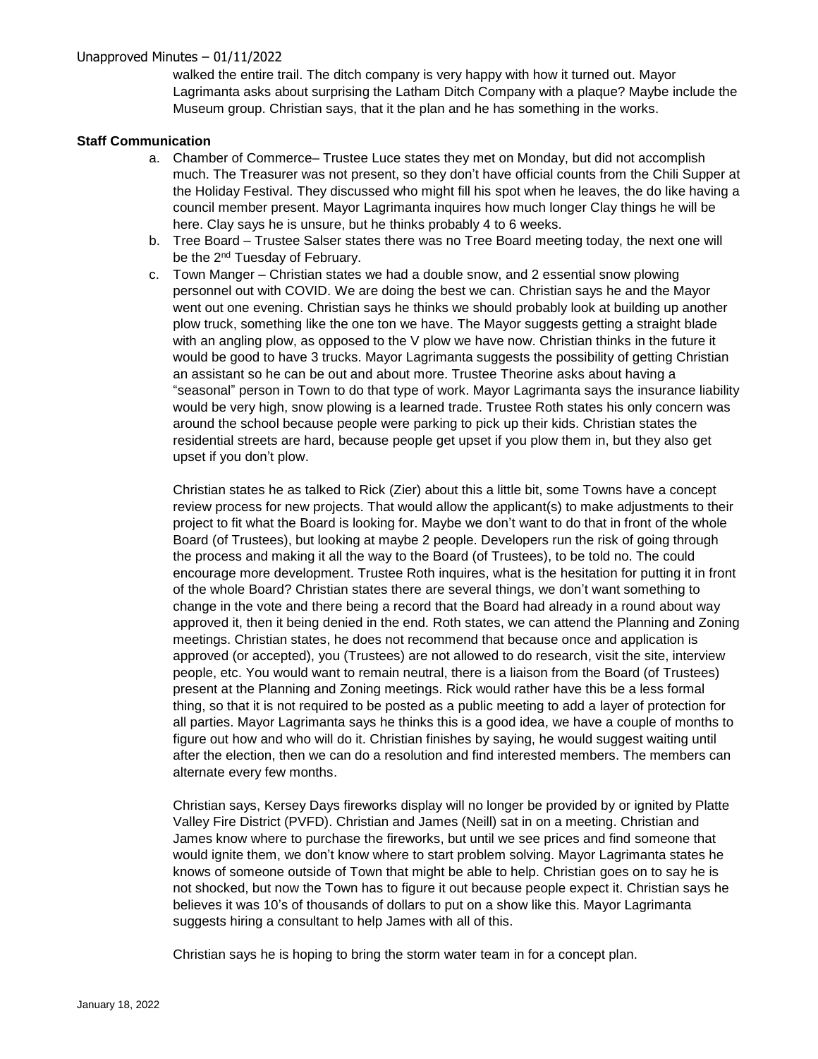walked the entire trail. The ditch company is very happy with how it turned out. Mayor Lagrimanta asks about surprising the Latham Ditch Company with a plaque? Maybe include the Museum group. Christian says, that it the plan and he has something in the works.

**Staff Communication**

a. Chamber of Commerce– Trustee Luce states they met on Monday, but did not accomplish much. The Treasurer was not present, so they don't have official counts from the Chili Supper at the Holiday Festival. They discussed who might fill his spot when he leaves, the do like having a council member present. Mayor Lagrimanta inquires how much longer Clay things he will be here. Clay says he is unsure, but he thinks probably 4 to 6 weeks.

b. Tree Board – Trustee Salser states there was no Tree Board meeting today, the next one will be the 2nd Tuesday of February.

c. Town Manger – Christian states we had a double snow, and 2 essential snow plowing personnel out with COVID. We are doing the best we can. Christian says he and the Mayor went out one evening. Christian says he thinks we should probably look at building up another plow truck, something like the one ton we have. The Mayor suggests getting a straight blade with an angling plow, as opposed to the V plow we have now. Christian thinks in the future it would be good to have 3 trucks. Mayor Lagrimanta suggests the possibility of getting Christian an assistant so he can be out and about more. Trustee Theorine asks about having a "seasonal" person in Town to do that type of work. Mayor Lagrimanta says the insurance liability would be very high, snow plowing is a learned trade. Trustee Roth states his only concern was around the school because people were parking to pick up their kids. Christian states the residential streets are hard, because people get upset if you plow them in, but they also get upset if you don't plow.

Christian states he as talked to Rick (Zier) about this a little bit, some Towns have a concept review process for new projects. That would allow the applicant(s) to make adjustments to their project to fit what the Board is looking for. Maybe we don't want to do that in front of the whole Board (of Trustees), but looking at maybe 2 people. Developers run the risk of going through the process and making it all the way to the Board (of Trustees), to be told no. The could encourage more development. Trustee Roth inquires, what is the hesitation for putting it in front of the whole Board? Christian states there are several things, we don't want something to change in the vote and there being a record that the Board had already in a round about way approved it, then it being denied in the end. Roth states, we can attend the Planning and Zoning meetings. Christian states, he does not recommend that because once and application is approved (or accepted), you (Trustees) are not allowed to do research, visit the site, interview people, etc. You would want to remain neutral, there is a liaison from the Board (of Trustees) present at the Planning and Zoning meetings. Rick would rather have this be a less formal thing, so that it is not required to be posted as a public meeting to add a layer of protection for all parties. Mayor Lagrimanta says he thinks this is a good idea, we have a couple of months to figure out how and who will do it. Christian finishes by saying, he would suggest waiting until after the election, then we can do a resolution and find interested members. The members can alternate every few months.

Christian says, Kersey Days fireworks display will no longer be provided by or ignited by Platte Valley Fire District (PVFD). Christian and James (Neill) sat in on a meeting. Christian and James know where to purchase the fireworks, but until we see prices and find someone that would ignite them, we don't know where to start problem solving. Mayor Lagrimanta states he knows of someone outside of Town that might be able to help. Christian goes on to say he is not shocked, but now the Town has to figure it out because people expect it. Christian says he believes it was 10's of thousands of dollars to put on a show like this. Mayor Lagrimanta suggests hiring a consultant to help James with all of this.

Christian says he is hoping to bring the storm water team in for a concept plan.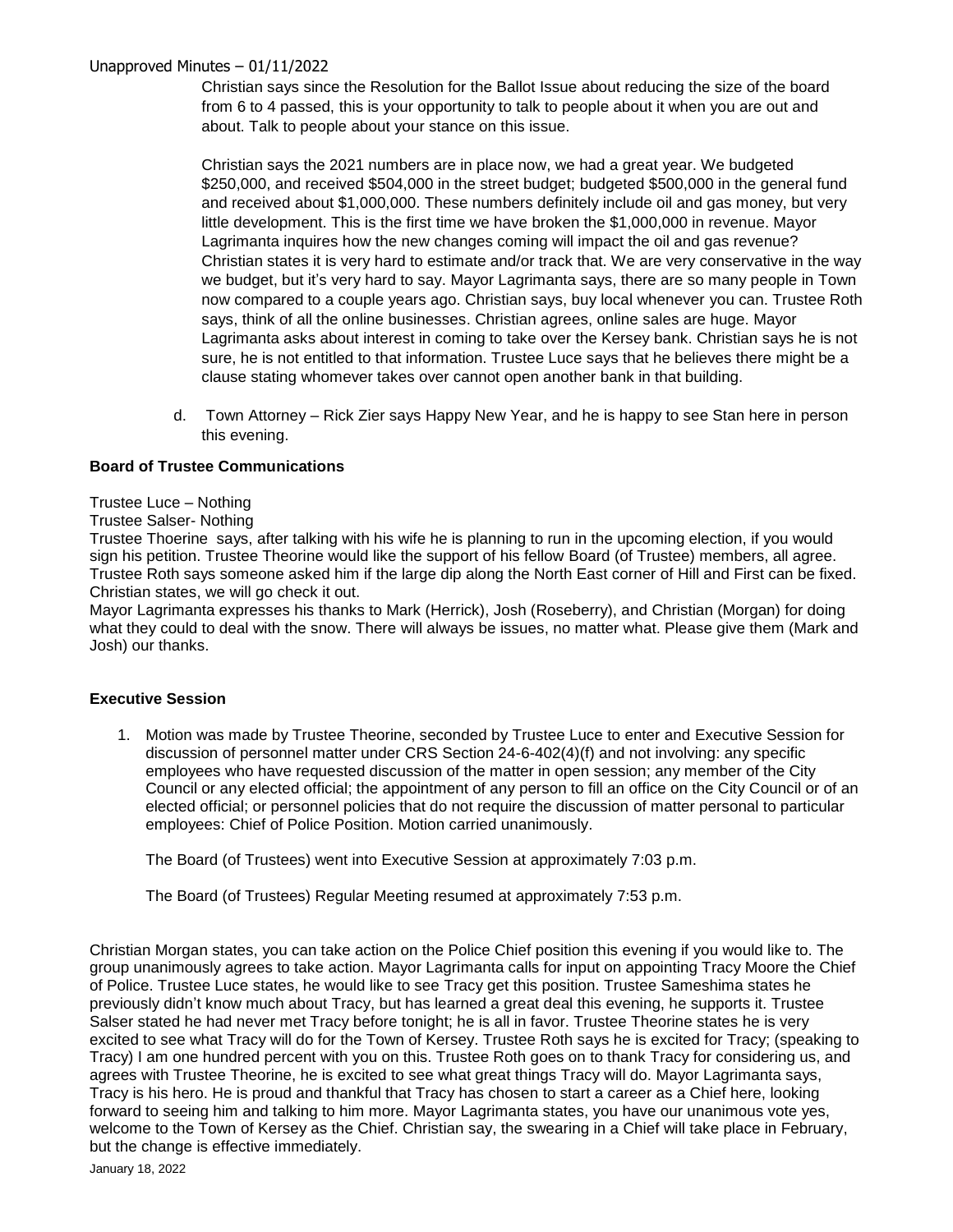Christian says since the Resolution for the Ballot Issue about reducing the size of the board from 6 to 4 passed, this is your opportunity to talk to people about it when you are out and about. Talk to people about your stance on this issue.

Christian says the 2021 numbers are in place now, we had a great year. We budgeted $250,000, and received $504,000 in the street budget; budgeted $500,000 in the general fund and received about $1,000,000. These numbers definitely include oil and gas money, but very little development. This is the first time we have broken the $1,000,000 in revenue. Mayor Lagrimanta inquires how the new changes coming will impact the oil and gas revenue? Christian states it is very hard to estimate and/or track that. We are very conservative in the way we budget, but it's very hard to say. Mayor Lagrimanta says, there are so many people in Town now compared to a couple years ago. Christian says, buy local whenever you can. Trustee Roth says, think of all the online businesses. Christian agrees, online sales are huge. Mayor Lagrimanta asks about interest in coming to take over the Kersey bank. Christian says he is not sure, he is not entitled to that information. Trustee Luce says that he believes there might be a clause stating whomever takes over cannot open another bank in that building.

d. Town Attorney – Rick Zier says Happy New Year, and he is happy to see Stan here in person this evening.

**Board of Trustee Communications**

Trustee Luce – Nothing
Trustee Salser- Nothing
Trustee Thoerine says, after talking with his wife he is planning to run in the upcoming election, if you would sign his petition. Trustee Theorine would like the support of his fellow Board (of Trustee) members, all agree.
Trustee Roth says someone asked him if the large dip along the North East corner of Hill and First can be fixed. Christian states, we will go check it out.
Mayor Lagrimanta expresses his thanks to Mark (Herrick), Josh (Roseberry), and Christian (Morgan) for doing what they could to deal with the snow. There will always be issues, no matter what. Please give them (Mark and Josh) our thanks.

**Executive Session**

1. Motion was made by Trustee Theorine, seconded by Trustee Luce to enter and Executive Session for discussion of personnel matter under CRS Section 24-6-402(4)(f) and not involving: any specific employees who have requested discussion of the matter in open session; any member of the City Council or any elected official; the appointment of any person to fill an office on the City Council or of an elected official; or personnel policies that do not require the discussion of matter personal to particular employees: Chief of Police Position. Motion carried unanimously.

   The Board (of Trustees) went into Executive Session at approximately 7:03 p.m.

   The Board (of Trustees) Regular Meeting resumed at approximately 7:53 p.m.

Christian Morgan states, you can take action on the Police Chief position this evening if you would like to. The group unanimously agrees to take action. Mayor Lagrimanta calls for input on appointing Tracy Moore the Chief of Police. Trustee Luce states, he would like to see Tracy get this position. Trustee Sameshima states he previously didn't know much about Tracy, but has learned a great deal this evening, he supports it. Trustee Salser stated he had never met Tracy before tonight; he is all in favor. Trustee Theorine states he is very excited to see what Tracy will do for the Town of Kersey. Trustee Roth says he is excited for Tracy; (speaking to Tracy) I am one hundred percent with you on this. Trustee Roth goes on to thank Tracy for considering us, and agrees with Trustee Theorine, he is excited to see what great things Tracy will do. Mayor Lagrimanta says, Tracy is his hero. He is proud and thankful that Tracy has chosen to start a career as a Chief here, looking forward to seeing him and talking to him more. Mayor Lagrimanta states, you have our unanimous vote yes, welcome to the Town of Kersey as the Chief. Christian say, the swearing in a Chief will take place in February, but the change is effective immediately.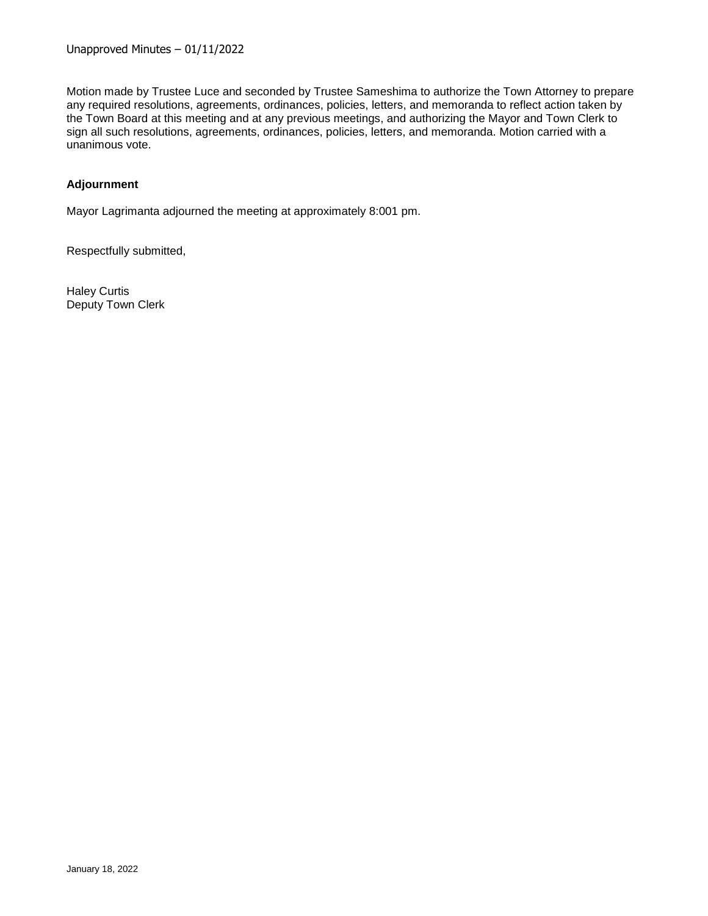Motion made by Trustee Luce and seconded by Trustee Sameshima to authorize the Town Attorney to prepare any required resolutions, agreements, ordinances, policies, letters, and memoranda to reflect action taken by the Town Board at this meeting and at any previous meetings, and authorizing the Mayor and Town Clerk to sign all such resolutions, agreements, ordinances, policies, letters, and memoranda. Motion carried with a unanimous vote.

**Adjournment**

Mayor Lagrimanta adjourned the meeting at approximately 8:001 pm.

Respectfully submitted,

Haley Curtis
Deputy Town Clerk